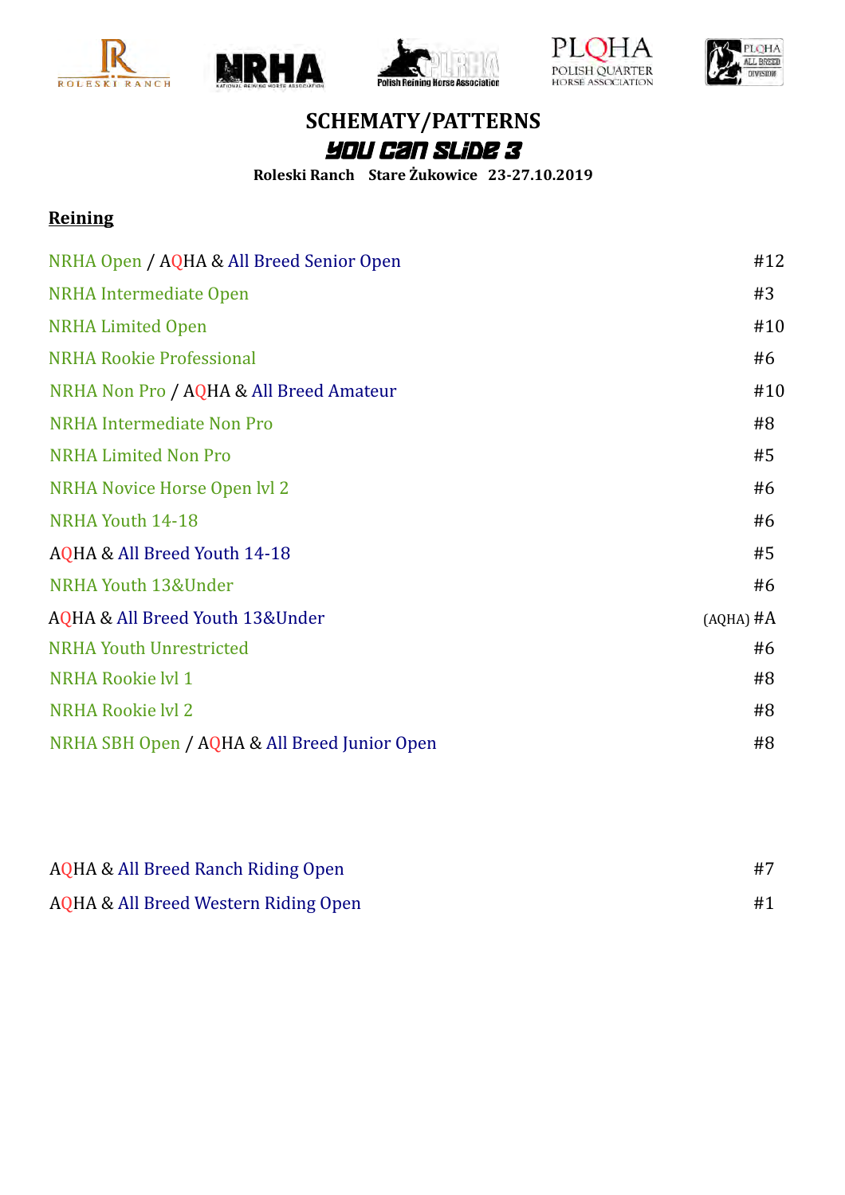# SCHEMATY/PATTERNS

## YOU CAN SLIDE 3

**Roleski Ranch Stare Żukowice 23-27.10.2019**

**Reining**

| | |
|---|---|
| NRHA Open / AQHA & All Breed Senior Open | #12 |
| NRHA Intermediate Open | #3 |
| NRHA Limited Open | #10 |
| NRHA Rookie Professional | #6 |
| NRHA Non Pro / AQHA & All Breed Amateur | #10 |
| NRHA Intermediate Non Pro | #8 |
| NRHA Limited Non Pro | #5 |
| NRHA Novice Horse Open lvl 2 | #6 |
| NRHA Youth 14-18 | #6 |
| AQHA & All Breed Youth 14-18 | #5 |
| NRHA Youth 13&Under | #6 |
| AQHA & All Breed Youth 13&Under | (AQHA) #A |
| NRHA Youth Unrestricted | #6 |
| NRHA Rookie lvl 1 | #8 |
| NRHA Rookie lvl 2 | #8 |
| NRHA SBH Open / AQHA & All Breed Junior Open | #8 |

| | |
|---|---|
| AQHA & All Breed Ranch Riding Open | #7 |
| AQHA & All Breed Western Riding Open | #1 |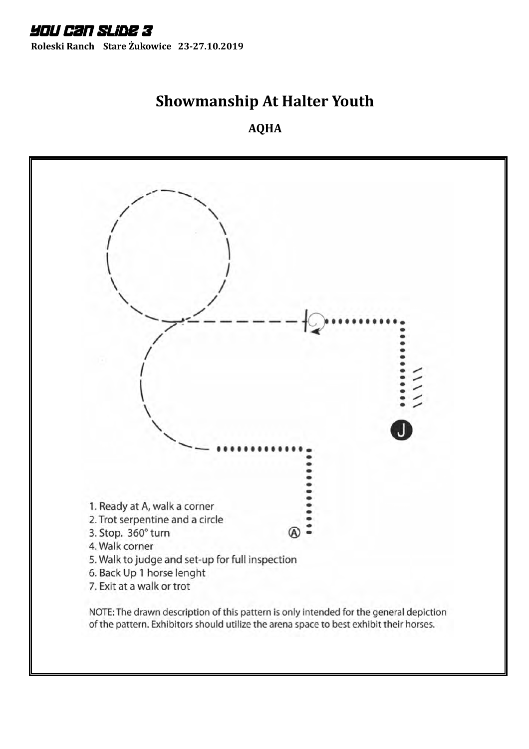# Showmanship At Halter Youth

**AQHA**

1. Ready at A, walk a corner
2. Trot serpentine and a circle
3. Stop. 360° turn
4. Walk corner
5. Walk to judge and set-up for full inspection
6. Back Up 1 horse lenght
7. Exit at a walk or trot

NOTE: The drawn description of this pattern is only intended for the general depiction of the pattern. Exhibitors should utilize the arena space to best exhibit their horses.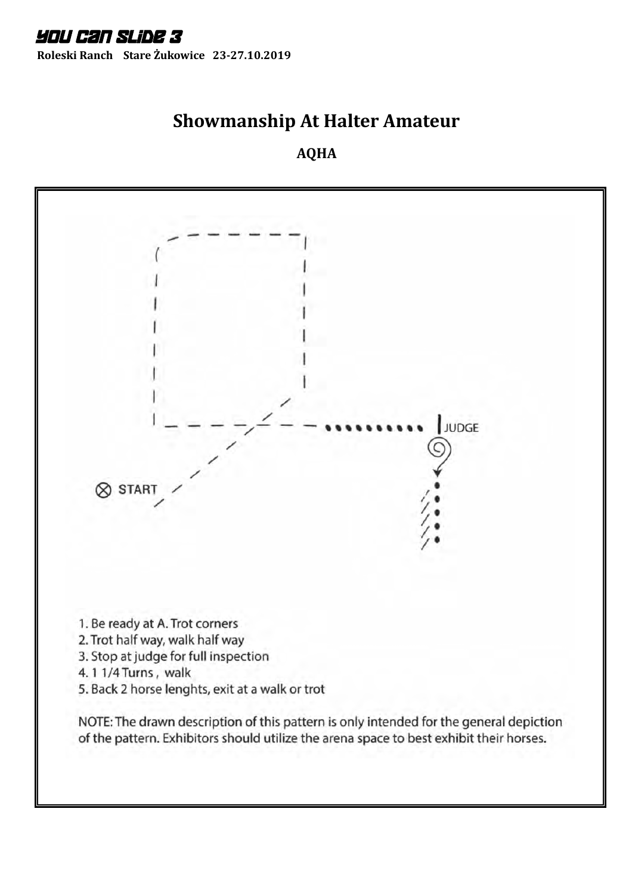# Showmanship At Halter Amateur

**AQHA**

1. Be ready at A. Trot corners
2. Trot half way, walk half way
3. Stop at judge for full inspection
4. 1 1/4 Turns , walk
5. Back 2 horse lenghts, exit at a walk or trot

NOTE: The drawn description of this pattern is only intended for the general depiction of the pattern. Exhibitors should utilize the arena space to best exhibit their horses.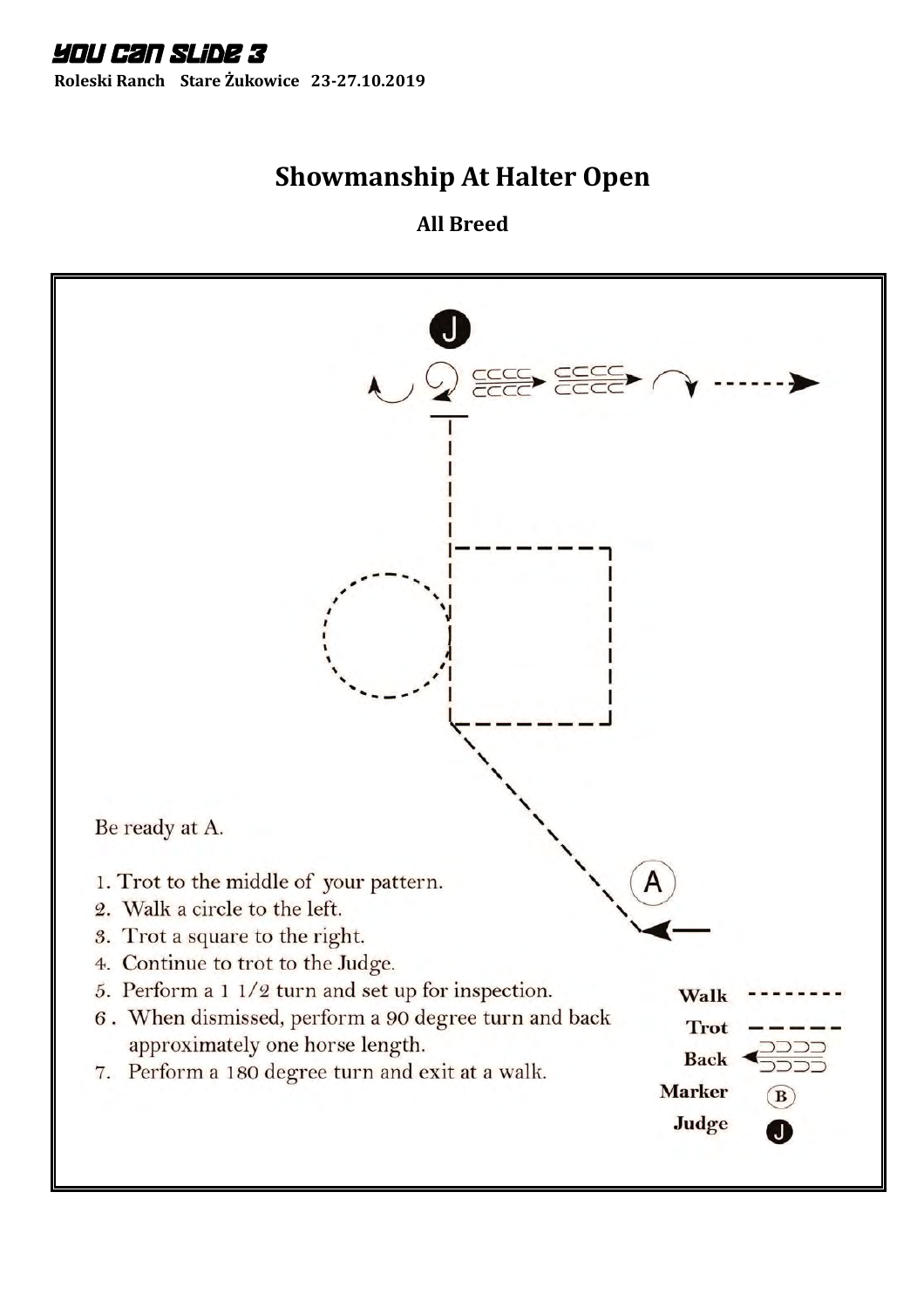YOU CAN SLIDE 3

**Roleski Ranch Stare Żukowice 23-27.10.2019**

# Showmanship At Halter Open

**All Breed**

Be ready at A.

1. Trot to the middle of your pattern.
2. Walk a circle to the left.
3. Trot a square to the right.
4. Continue to trot to the Judge.
5. Perform a 1 1/2 turn and set up for inspection.
6. When dismissed, perform a 90 degree turn and back approximately one horse length.
7. Perform a 180 degree turn and exit at a walk.

Walk

Trot

Back

Marker

Judge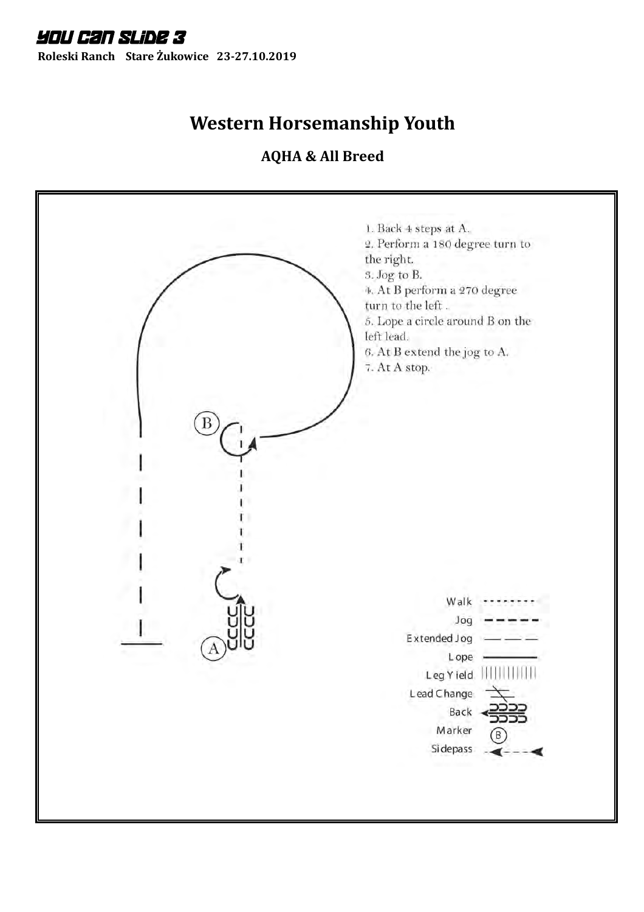YOU CAN SLIDE 3

**Roleski Ranch Stare Żukowice 23-27.10.2019**

# Western Horsemanship Youth

## AQHA & All Breed

1. Back 4 steps at A.
2. Perform a 180 degree turn to the right.
3. Jog to B.
4. At B perform a 270 degree turn to the left .
5. Lope a circle around B on the left lead.
6. At B extend the jog to A.
7. At A stop.

B

A

Walk
Jog
Extended Jog
Lope
Leg Yield
Lead Change
Back
Marker
Sidepass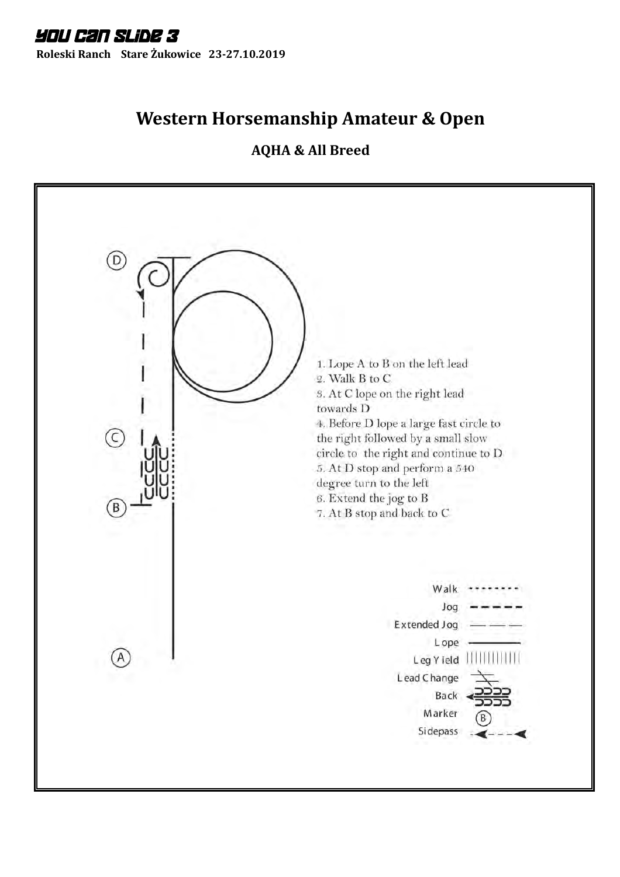# YOU CAN SLIDE 3

**Roleski Ranch Stare Żukowice 23-27.10.2019**

## Western Horsemanship Amateur & Open

### AQHA & All Breed

1. Lope A to B on the left lead
2. Walk B to C
3. At C lope on the right lead towards D
4. Before D lope a large fast circle to the right followed by a small slow circle to the right and continue to D
5. At D stop and perform a 540 degree turn to the left
6. Extend the jog to B
7. At B stop and back to C

Walk
Jog
Extended Jog
Lope
Leg Yield
Lead Change
Back
Marker
Sidepass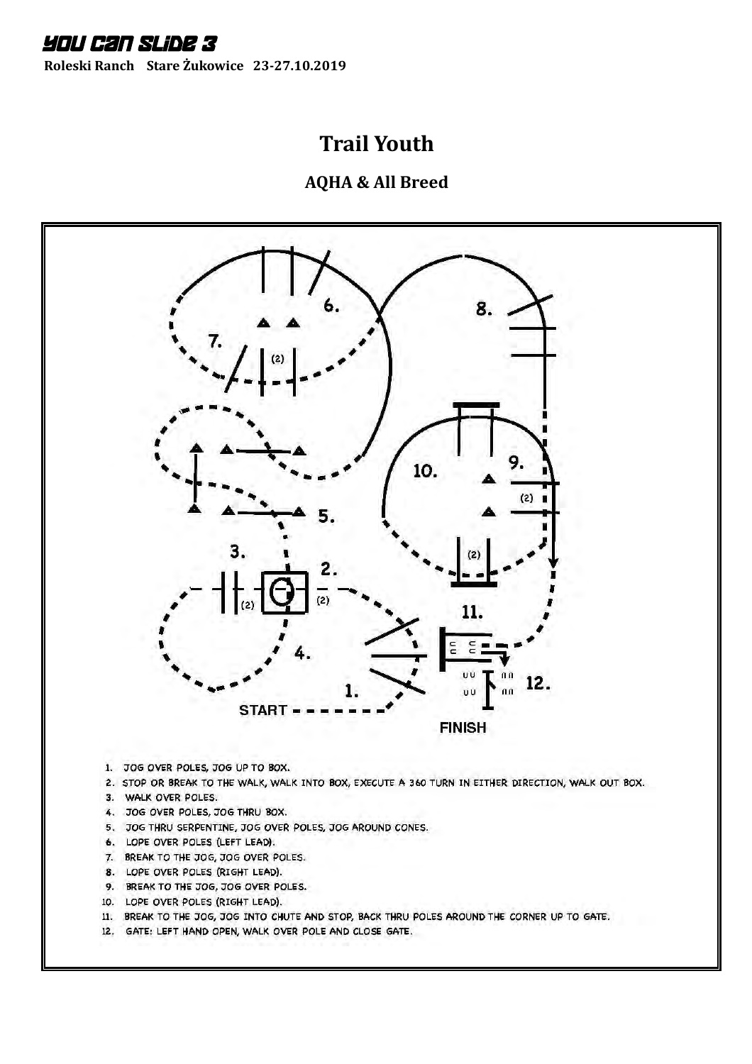# YOU CAN SLIDE 3

**Roleski Ranch Stare Żukowice 23-27.10.2019**

## Trail Youth

### AQHA & All Breed

START

FINISH

1. JOG OVER POLES, JOG UP TO BOX.
2. STOP OR BREAK TO THE WALK, WALK INTO BOX, EXECUTE A 360 TURN IN EITHER DIRECTION, WALK OUT BOX.
3. WALK OVER POLES.
4. JOG OVER POLES, JOG THRU BOX.
5. JOG THRU SERPENTINE, JOG OVER POLES, JOG AROUND CONES.
6. LOPE OVER POLES (LEFT LEAD).
7. BREAK TO THE JOG, JOG OVER POLES.
8. LOPE OVER POLES (RIGHT LEAD).
9. BREAK TO THE JOG, JOG OVER POLES.
10. LOPE OVER POLES (RIGHT LEAD).
11. BREAK TO THE JOG, JOG INTO CHUTE AND STOP, BACK THRU POLES AROUND THE CORNER UP TO GATE.
12. GATE: LEFT HAND OPEN, WALK OVER POLE AND CLOSE GATE.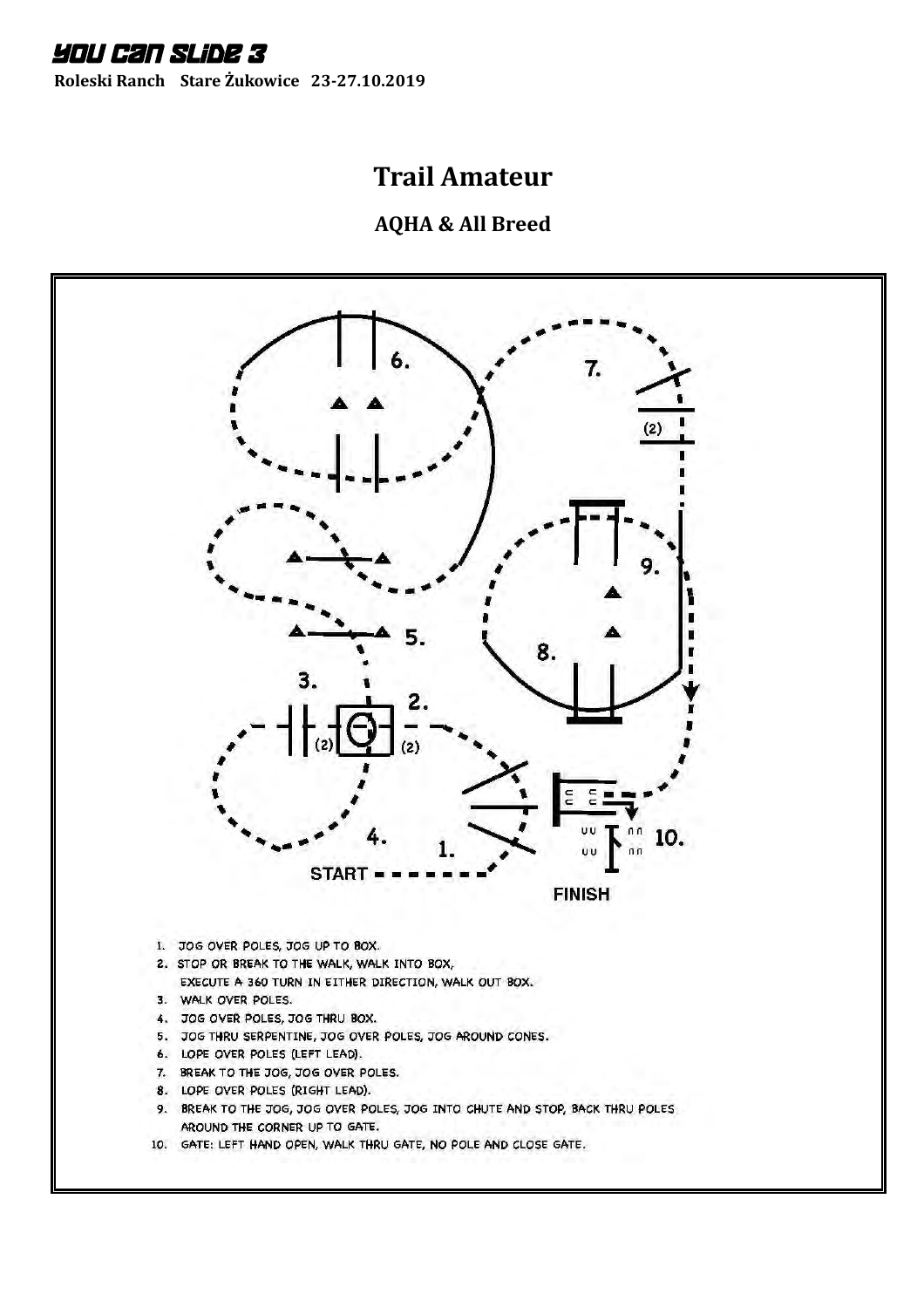# YOU CAN SLIDE 3

**Roleski Ranch Stare Żukowice 23-27.10.2019**

## Trail Amateur

### AQHA & All Breed

1. JOG OVER POLES, JOG UP TO BOX.
2. STOP OR BREAK TO THE WALK, WALK INTO BOX, EXECUTE A 360 TURN IN EITHER DIRECTION, WALK OUT BOX.
3. WALK OVER POLES.
4. JOG OVER POLES, JOG THRU BOX.
5. JOG THRU SERPENTINE, JOG OVER POLES, JOG AROUND CONES.
6. LOPE OVER POLES (LEFT LEAD).
7. BREAK TO THE JOG, JOG OVER POLES.
8. LOPE OVER POLES (RIGHT LEAD).
9. BREAK TO THE JOG, JOG OVER POLES, JOG INTO CHUTE AND STOP, BACK THRU POLES AROUND THE CORNER UP TO GATE.
10. GATE: LEFT HAND OPEN, WALK THRU GATE, NO POLE AND CLOSE GATE.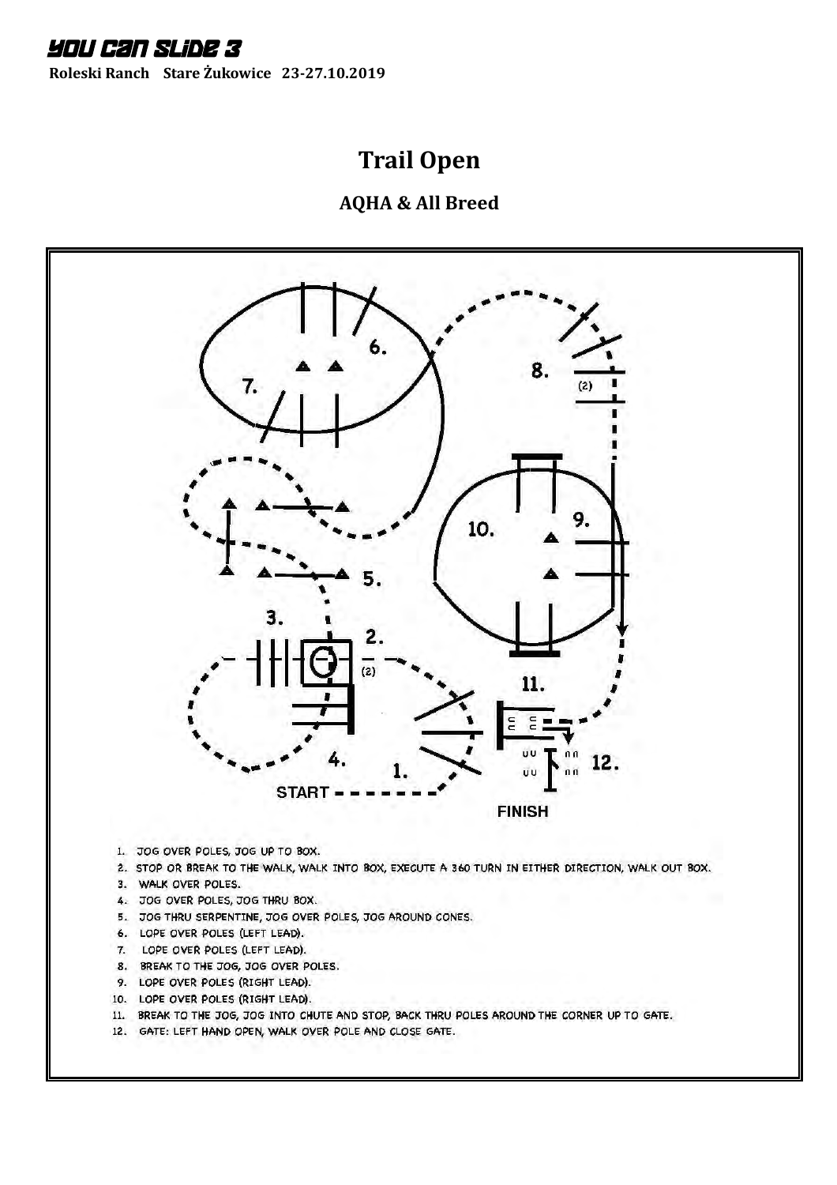YOU CAN SLIDE 3

**Roleski Ranch Stare Żukowice 23-27.10.2019**

# Trail Open

## AQHA & All Breed

1. JOG OVER POLES, JOG UP TO BOX.
2. STOP OR BREAK TO THE WALK, WALK INTO BOX, EXECUTE A 360 TURN IN EITHER DIRECTION, WALK OUT BOX.
3. WALK OVER POLES.
4. JOG OVER POLES, JOG THRU BOX.
5. JOG THRU SERPENTINE, JOG OVER POLES, JOG AROUND CONES.
6. LOPE OVER POLES (LEFT LEAD).
7. LOPE OVER POLES (LEFT LEAD).
8. BREAK TO THE JOG, JOG OVER POLES.
9. LOPE OVER POLES (RIGHT LEAD).
10. LOPE OVER POLES (RIGHT LEAD).
11. BREAK TO THE JOG, JOG INTO CHUTE AND STOP, BACK THRU POLES AROUND THE CORNER UP TO GATE.
12. GATE: LEFT HAND OPEN, WALK OVER POLE AND CLOSE GATE.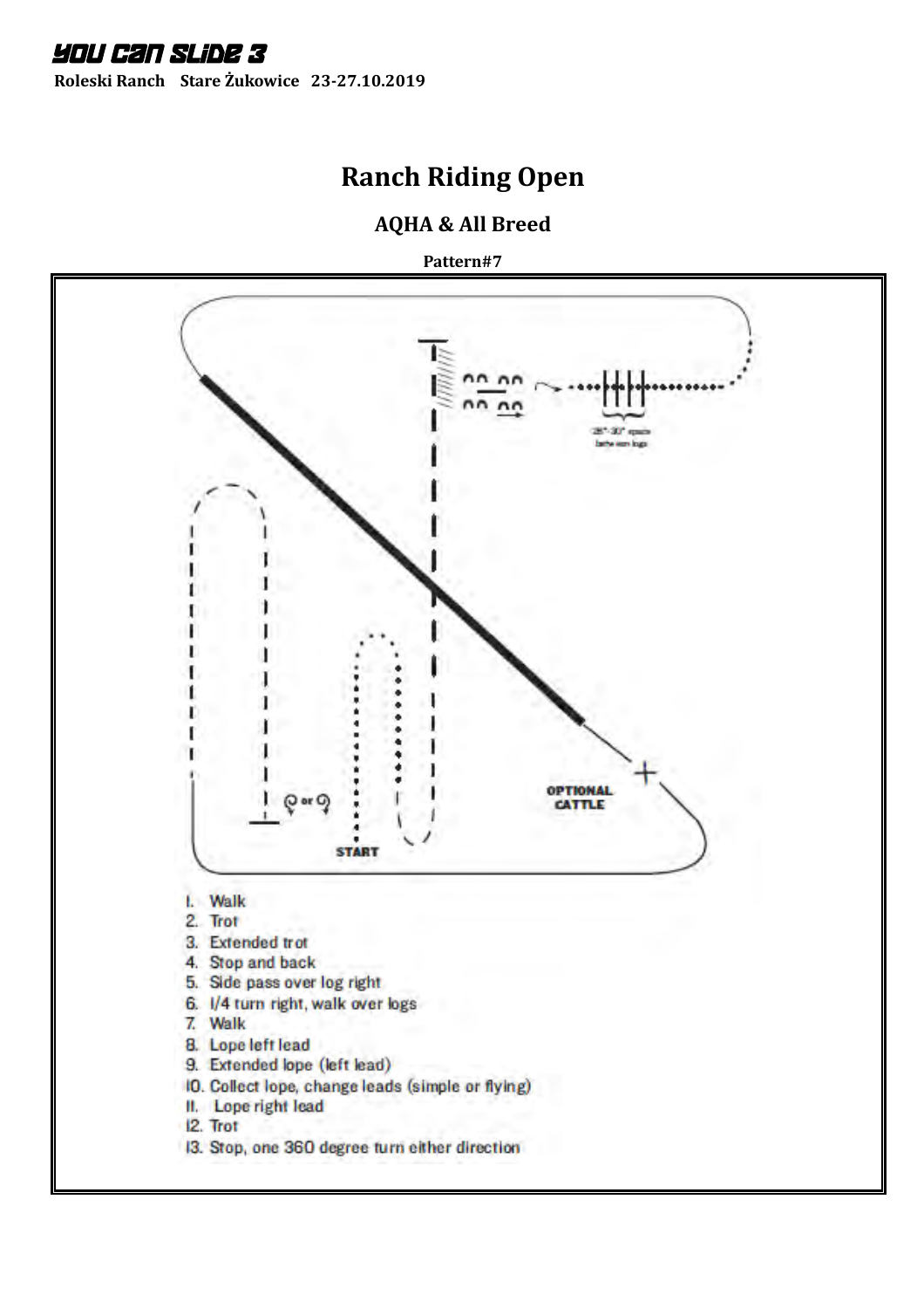# Ranch Riding Open

## AQHA & All Breed

**Pattern#7**

OPTIONAL CATTLE

START

18"-30" space between logs

1. Walk
2. Trot
3. Extended trot
4. Stop and back
5. Side pass over log right
6. 1/4 turn right, walk over logs
7. Walk
8. Lope left lead
9. Extended lope (left lead)
10. Collect lope, change leads (simple or flying)
11. Lope right lead
12. Trot
13. Stop, one 360 degree turn either direction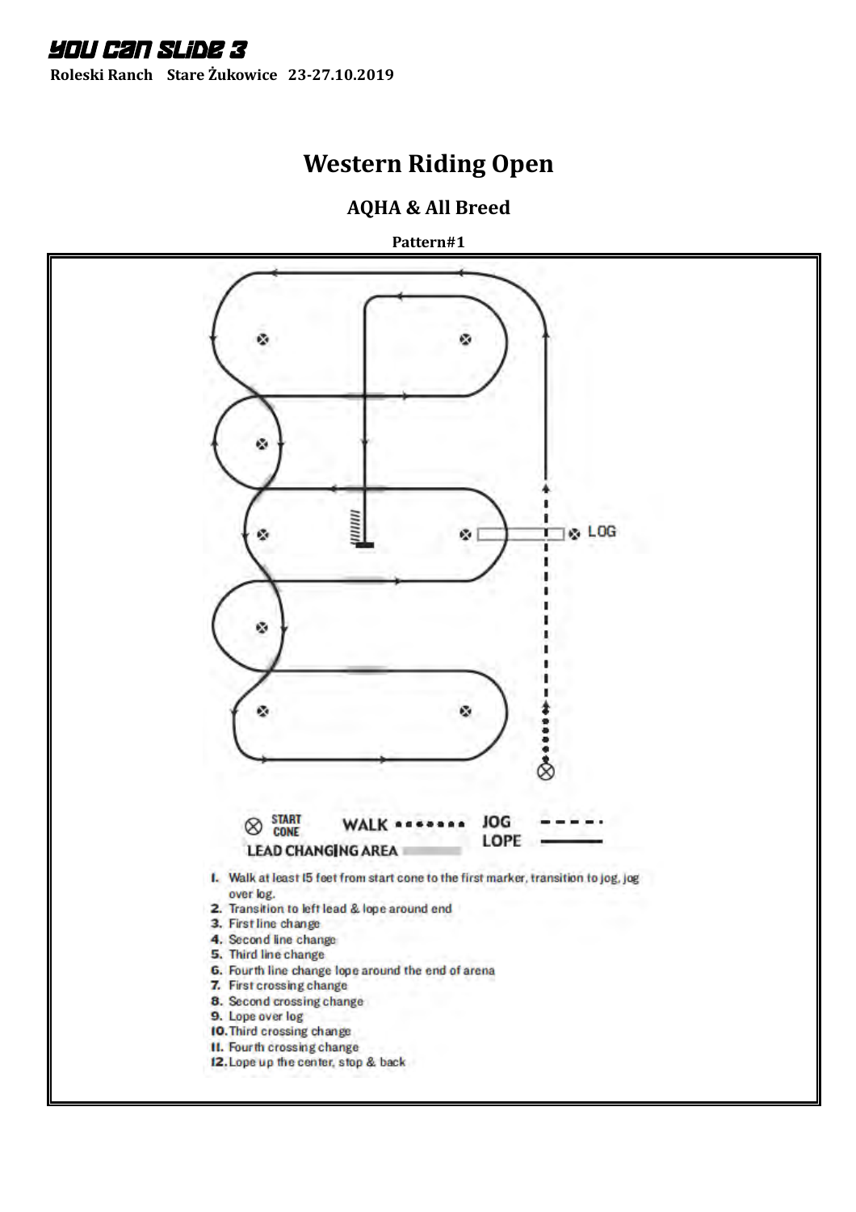# YOU CAN SLIDE 3

**Roleski Ranch Stare Żukowice 23-27.10.2019**

## Western Riding Open

### AQHA & All Breed

**Pattern#1**

LOG

START CONE WALK JOG LOPE

LEAD CHANGING AREA

1. Walk at least 15 feet from start cone to the first marker, transition to jog, jog over log.
2. Transition to left lead & lope around end
3. First line change
4. Second line change
5. Third line change
6. Fourth line change lope around the end of arena
7. First crossing change
8. Second crossing change
9. Lope over log
10. Third crossing change
11. Fourth crossing change
12. Lope up the center, stop & back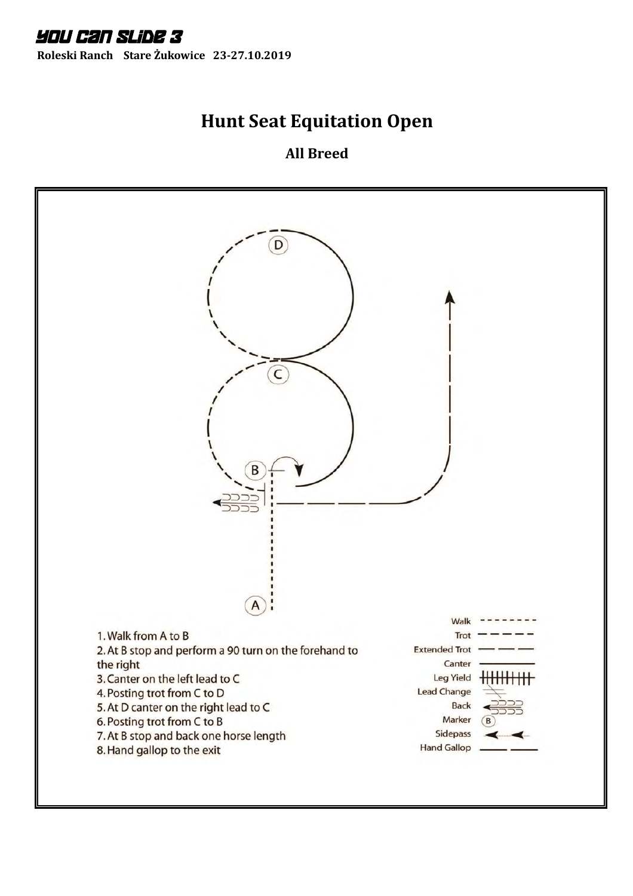# Hunt Seat Equitation Open

## All Breed

D

C

B

A

1. Walk from A to B
2. At B stop and perform a 90 turn on the forehand to the right
3. Canter on the left lead to C
4. Posting trot from C to D
5. At D canter on the **right** lead to C
6. Posting trot from C to B
7. At B stop and back one horse length
8. Hand gallop to the exit

Walk

Trot

Extended Trot

Canter

Leg Yield

Lead Change

Back

Marker

Sidepass

Hand Gallop